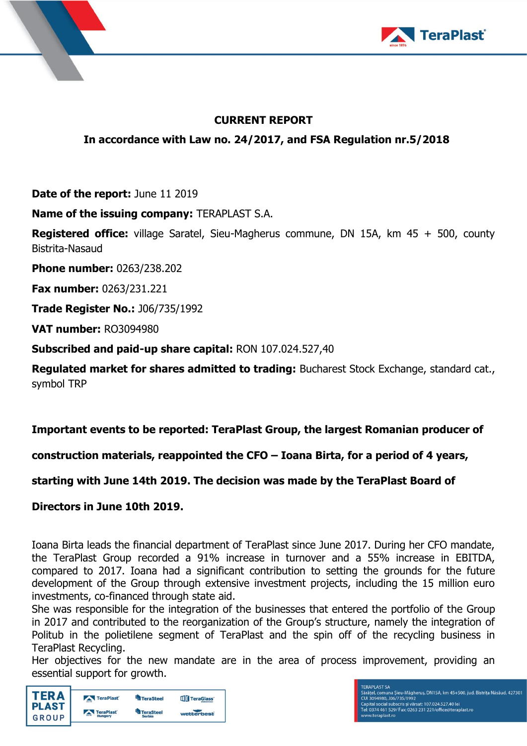**CURRENT REPORT**

**In accordance with Law no. 24/2017, and FSA Regulation nr.5/2018**

**Date of the report:** June 11 2019

**Name of the issuing company:** TERAPLAST S.A.

**Registered office:** village Saratel, Sieu-Magherus commune, DN 15A, km 45 + 500, county Bistrita-Nasaud

**Phone number:** 0263/238.202

**Fax number:** 0263/231.221

**Trade Register No.:** J06/735/1992

**VAT number:** RO3094980

**Subscribed and paid-up share capital:** RON 107.024.527,40

**Regulated market for shares admitted to trading:** Bucharest Stock Exchange, standard cat., symbol TRP

**Important events to be reported: TeraPlast Group, the largest Romanian producer of construction materials, reappointed the CFO – Ioana Birta, for a period of 4 years, starting with June 14th 2019. The decision was made by the TeraPlast Board of Directors in June 10th 2019.**

Ioana Birta leads the financial department of TeraPlast since June 2017. During her CFO mandate, the TeraPlast Group recorded a 91% increase in turnover and a 55% increase in EBITDA, compared to 2017. Ioana had a significant contribution to setting the grounds for the future development of the Group through extensive investment projects, including the 15 million euro investments, co-financed through state aid.

She was responsible for the integration of the businesses that entered the portfolio of the Group in 2017 and contributed to the reorganization of the Group's structure, namely the integration of Politub in the polietilene segment of TeraPlast and the spin off of the recycling business in TeraPlast Recycling.

Her objectives for the new mandate are in the area of process improvement, providing an essential support for growth.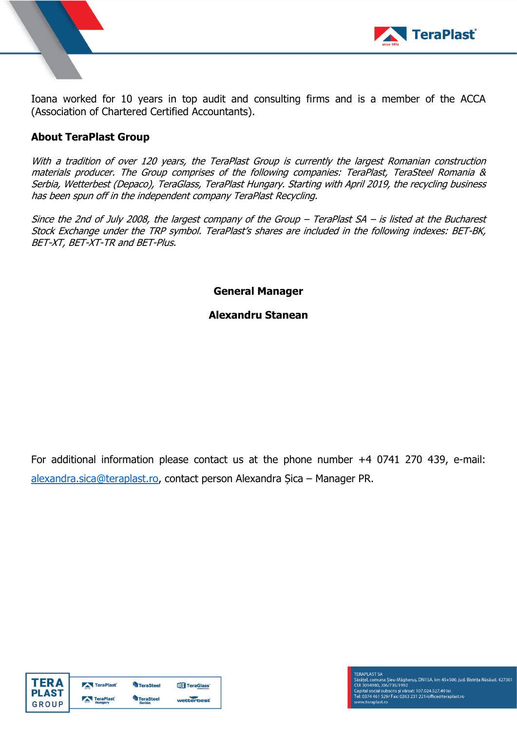Ioana worked for 10 years in top audit and consulting firms and is a member of the ACCA (Association of Chartered Certified Accountants).

## About TeraPlast Group

*With a tradition of over 120 years, the TeraPlast Group is currently the largest Romanian construction materials producer. The Group comprises of the following companies: TeraPlast, TeraSteel Romania & Serbia, Wetterbest (Depaco), TeraGlass, TeraPlast Hungary. Starting with April 2019, the recycling business has been spun off in the independent company TeraPlast Recycling.*

*Since the 2nd of July 2008, the largest company of the Group – TeraPlast SA – is listed at the Bucharest Stock Exchange under the TRP symbol. TeraPlast's shares are included in the following indexes: BET-BK, BET-XT, BET-XT-TR and BET-Plus.*

**General Manager**

**Alexandru Stanean**

For additional information please contact us at the phone number +4 0741 270 439, e-mail: alexandra.sica@teraplast.ro, contact person Alexandra Șica – Manager PR.

TERAPLAST SA
Sărățel, comuna Șieu-Măgheruș, DN15A, km 45+500, jud. Bistrița Năsăud, 427301
CUI 3094980, J06/735/1992
Capital social subscris și vărsat: 107.024.527,40 lei
Tel: 0374 461 529/ Fax: 0263 231 221/office@teraplast.ro
www.teraplast.ro